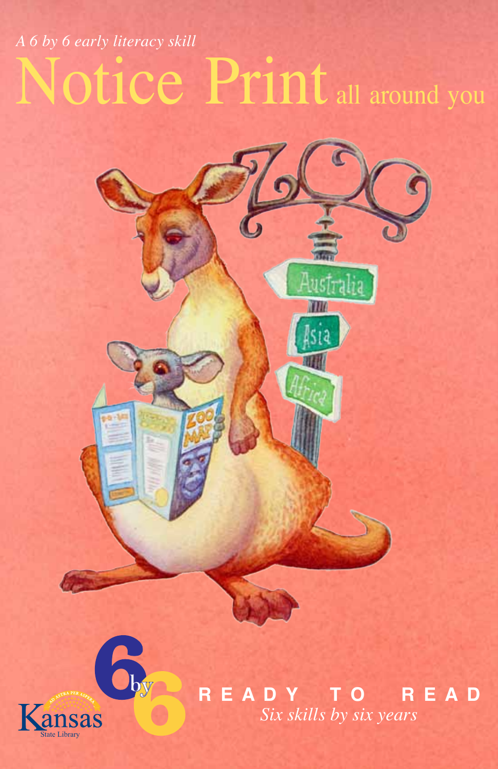*A 6 by 6 early literacy skill*

# Notice Print all around you

6 by 6

**READY TO READ**

*Six skills by six years*

Kansas State Library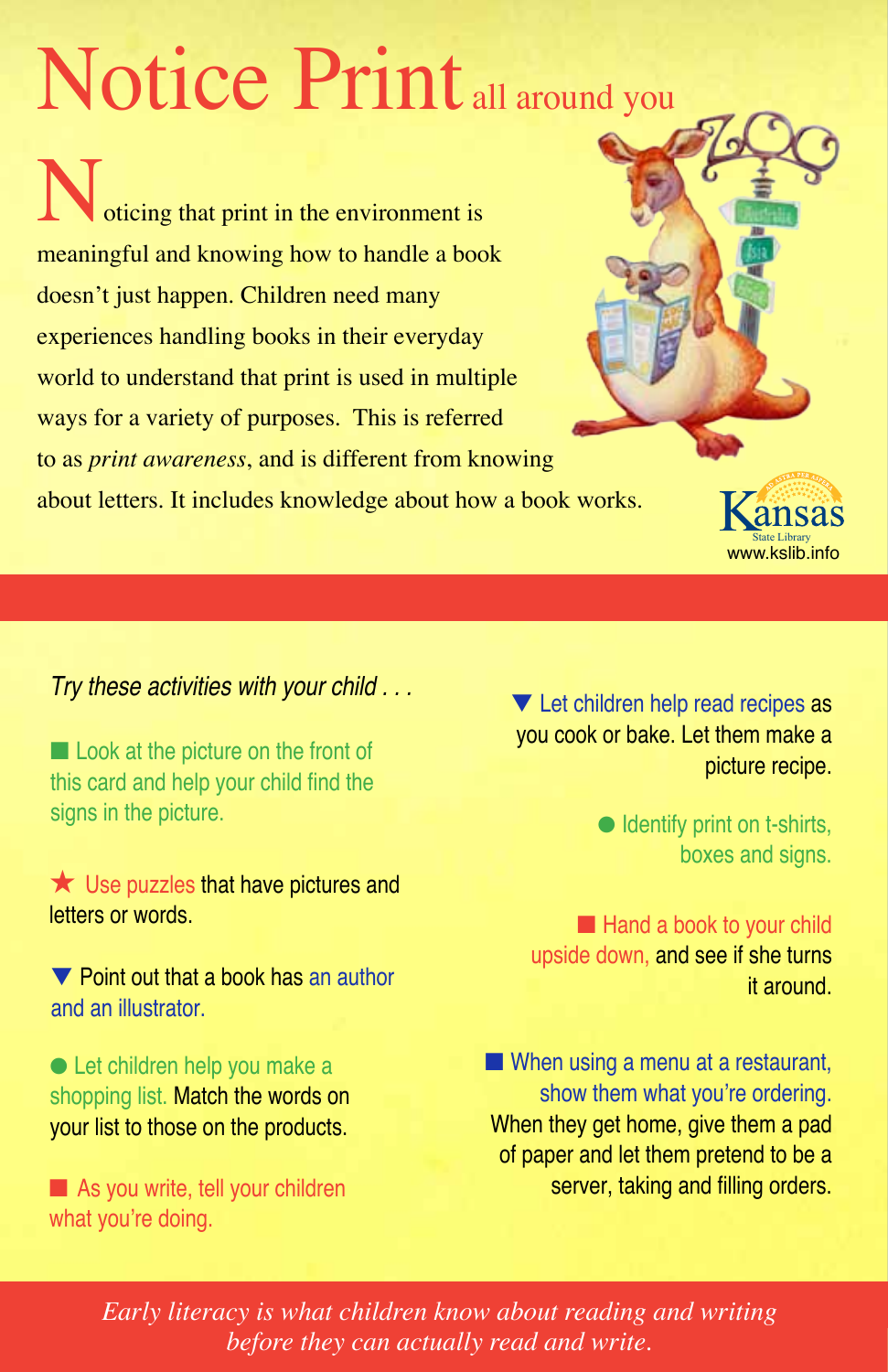# Notice Print all around you

Noticing that print in the environment is meaningful and knowing how to handle a book doesn't just happen. Children need many experiences handling books in their everyday world to understand that print is used in multiple ways for a variety of purposes. This is referred to as *print awareness*, and is different from knowing about letters. It includes knowledge about how a book works.

Kansas State Library
www.kslib.info

*Try these activities with your child . . .*

- Look at the picture on the front of this card and help your child find the signs in the picture.
- Use puzzles that have pictures and letters or words.
- Point out that a book has an author and an illustrator.
- Let children help you make a shopping list. Match the words on your list to those on the products.
- As you write, tell your children what you're doing.
- Let children help read recipes as you cook or bake. Let them make a picture recipe.
- Identify print on t-shirts, boxes and signs.
- Hand a book to your child upside down, and see if she turns it around.
- When using a menu at a restaurant, show them what you're ordering. When they get home, give them a pad of paper and let them pretend to be a server, taking and filling orders.

*Early literacy is what children know about reading and writing before they can actually read and write.*